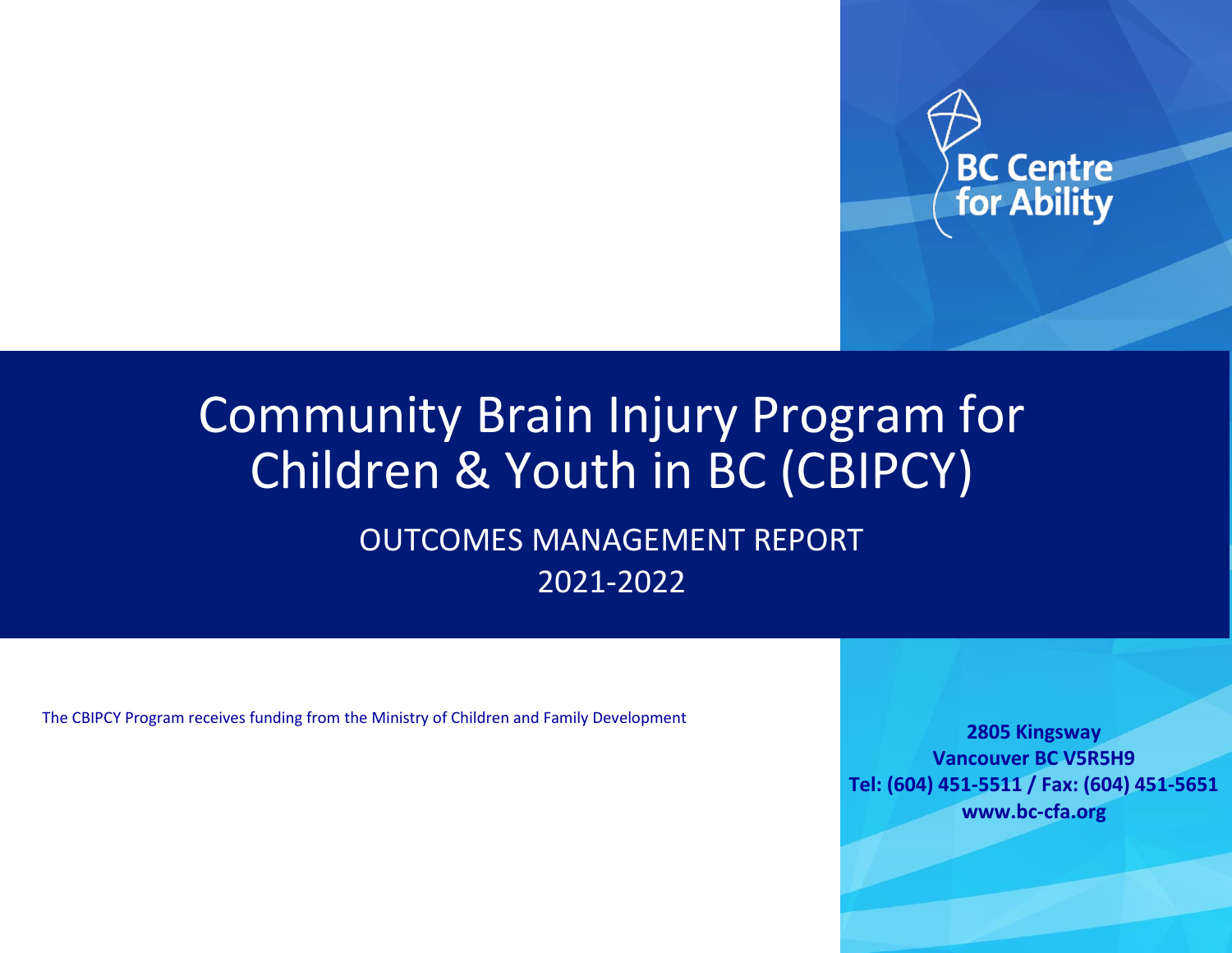BC Centre for Ability

# Community Brain Injury Program for Children & Youth in BC (CBIPCY)

## OUTCOMES MANAGEMENT REPORT 2021-2022

The CBIPCY Program receives funding from the Ministry of Children and Family Development

**2805 Kingsway**
**Vancouver BC V5R5H9**
**Tel: (604) 451-5511 / Fax: (604) 451-5651**
**www.bc-cfa.org**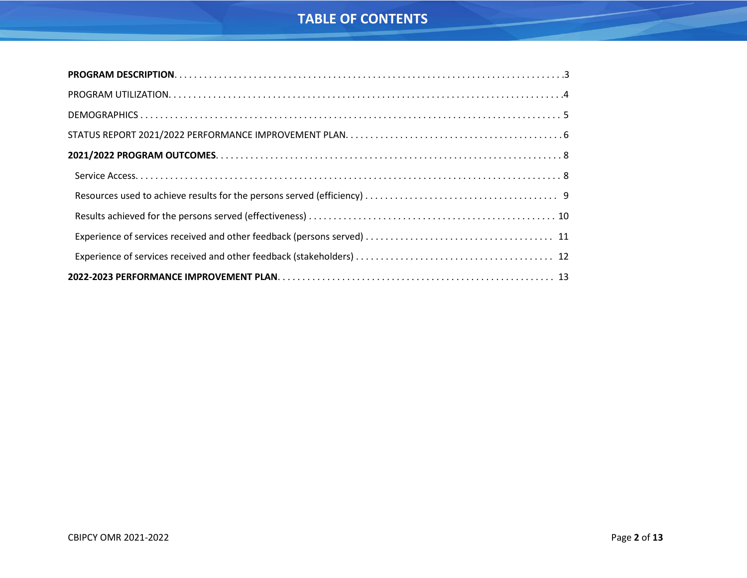# TABLE OF CONTENTS

**PROGRAM DESCRIPTION** . . . . . . . . . . . . . . . . . . . . . . . . . . . . . . . . . . . . . . . . . . . . . . . . . . . . . . . . . . . . . . . . . . . . . . . . . . . 3

PROGRAM UTILIZATION. . . . . . . . . . . . . . . . . . . . . . . . . . . . . . . . . . . . . . . . . . . . . . . . . . . . . . . . . . . . . . . . . . . . . . . . . . . 4

DEMOGRAPHICS . . . . . . . . . . . . . . . . . . . . . . . . . . . . . . . . . . . . . . . . . . . . . . . . . . . . . . . . . . . . . . . . . . . . . . . . . . . . . . 5

STATUS REPORT 2021/2022 PERFORMANCE IMPROVEMENT PLAN. . . . . . . . . . . . . . . . . . . . . . . . . . . . . . . . . . . . . . . . . . 6

**2021/2022 PROGRAM OUTCOMES** . . . . . . . . . . . . . . . . . . . . . . . . . . . . . . . . . . . . . . . . . . . . . . . . . . . . . . . . . . . . . . . . 8

- Service Access. . . . . . . . . . . . . . . . . . . . . . . . . . . . . . . . . . . . . . . . . . . . . . . . . . . . . . . . . . . . . . . . . . . . . . . . . . . . . . 8
- Resources used to achieve results for the persons served (efficiency) . . . . . . . . . . . . . . . . . . . . . . . . . . . . . . . . . . . . . 9
- Results achieved for the persons served (effectiveness) . . . . . . . . . . . . . . . . . . . . . . . . . . . . . . . . . . . . . . . . . . . . . . . 10
- Experience of services received and other feedback (persons served) . . . . . . . . . . . . . . . . . . . . . . . . . . . . . . . . . . . . 11
- Experience of services received and other feedback (stakeholders) . . . . . . . . . . . . . . . . . . . . . . . . . . . . . . . . . . . . . . 12

**2022-2023 PERFORMANCE IMPROVEMENT PLAN**. . . . . . . . . . . . . . . . . . . . . . . . . . . . . . . . . . . . . . . . . . . . . . . . . . . . 13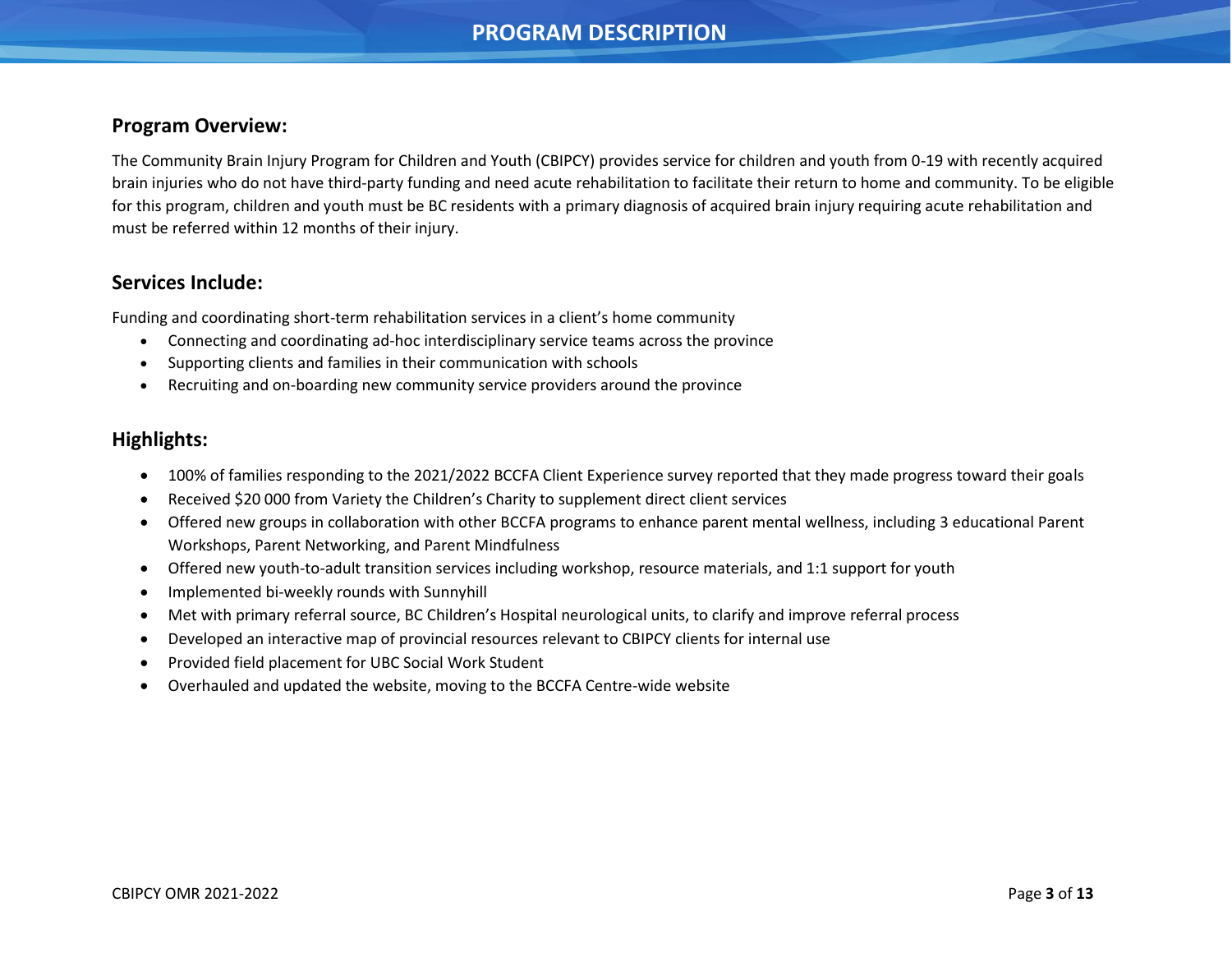# PROGRAM DESCRIPTION

## Program Overview:

The Community Brain Injury Program for Children and Youth (CBIPCY) provides service for children and youth from 0-19 with recently acquired brain injuries who do not have third-party funding and need acute rehabilitation to facilitate their return to home and community. To be eligible for this program, children and youth must be BC residents with a primary diagnosis of acquired brain injury requiring acute rehabilitation and must be referred within 12 months of their injury.

## Services Include:

Funding and coordinating short-term rehabilitation services in a client's home community

- Connecting and coordinating ad-hoc interdisciplinary service teams across the province
- Supporting clients and families in their communication with schools
- Recruiting and on-boarding new community service providers around the province

## Highlights:

- 100% of families responding to the 2021/2022 BCCFA Client Experience survey reported that they made progress toward their goals
- Received $20 000 from Variety the Children's Charity to supplement direct client services
- Offered new groups in collaboration with other BCCFA programs to enhance parent mental wellness, including 3 educational Parent Workshops, Parent Networking, and Parent Mindfulness
- Offered new youth-to-adult transition services including workshop, resource materials, and 1:1 support for youth
- Implemented bi-weekly rounds with Sunnyhill
- Met with primary referral source, BC Children's Hospital neurological units, to clarify and improve referral process
- Developed an interactive map of provincial resources relevant to CBIPCY clients for internal use
- Provided field placement for UBC Social Work Student
- Overhauled and updated the website, moving to the BCCFA Centre-wide website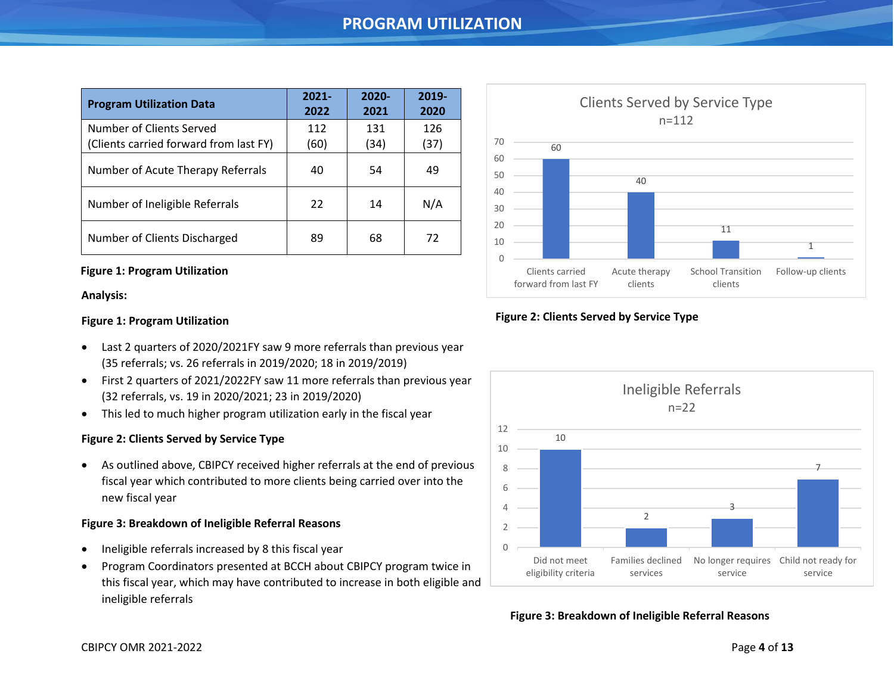# PROGRAM UTILIZATION

| Program Utilization Data | 2021-2022 | 2020-2021 | 2019-2020 |
|---|---|---|---|
| Number of Clients Served (Clients carried forward from last FY) | 112 (60) | 131 (34) | 126 (37) |
| Number of Acute Therapy Referrals | 40 | 54 | 49 |
| Number of Ineligible Referrals | 22 | 14 | N/A |
| Number of Clients Discharged | 89 | 68 | 72 |

**Figure 1: Program Utilization**

**Clients Served by Service Type**
n=112

| Service Type | Clients |
|---|---|
| Clients carried forward from last FY | 60 |
| Acute therapy clients | 40 |
| School Transition clients | 11 |
| Follow-up clients | 1 |

**Figure 2: Clients Served by Service Type**

**Ineligible Referrals**
n=22

| Reason | Count |
|---|---|
| Did not meet eligibility criteria | 10 |
| Families declined services | 2 |
| No longer requires service | 3 |
| Child not ready for service | 7 |

**Figure 3: Breakdown of Ineligible Referral Reasons**

**Analysis:**

**Figure 1: Program Utilization**

- Last 2 quarters of 2020/2021FY saw 9 more referrals than previous year (35 referrals; vs. 26 referrals in 2019/2020; 18 in 2019/2019)
- First 2 quarters of 2021/2022FY saw 11 more referrals than previous year (32 referrals, vs. 19 in 2020/2021; 23 in 2019/2020)
- This led to much higher program utilization early in the fiscal year

**Figure 2: Clients Served by Service Type**

- As outlined above, CBIPCY received higher referrals at the end of previous fiscal year which contributed to more clients being carried over into the new fiscal year

**Figure 3: Breakdown of Ineligible Referral Reasons**

- Ineligible referrals increased by 8 this fiscal year
- Program Coordinators presented at BCCH about CBIPCY program twice in this fiscal year, which may have contributed to increase in both eligible and ineligible referrals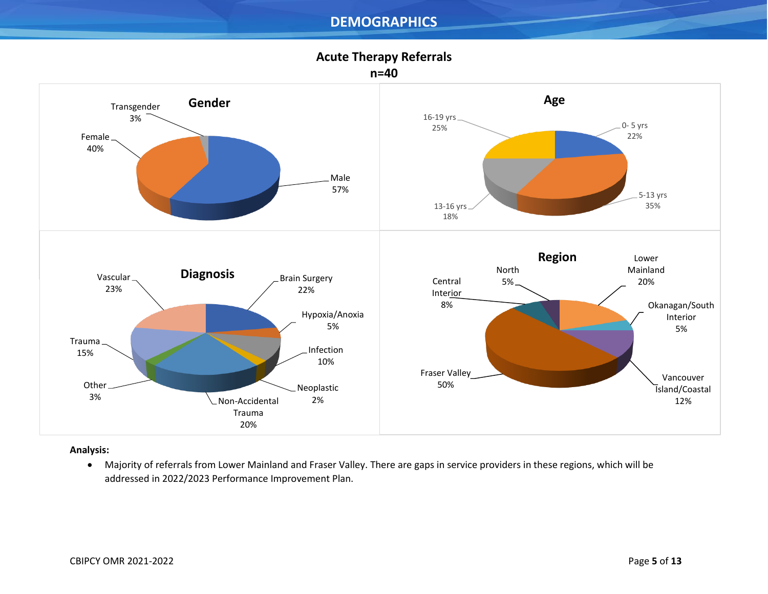# DEMOGRAPHICS

## Acute Therapy Referrals
**n=40**

### Gender

| Gender | % |
|---|---|
| Male | 57% |
| Female | 40% |
| Transgender | 3% |

### Age

| Age | % |
|---|---|
| 0- 5 yrs | 22% |
| 5-13 yrs | 35% |
| 13-16 yrs | 18% |
| 16-19 yrs | 25% |

### Diagnosis

| Diagnosis | % |
|---|---|
| Brain Surgery | 22% |
| Hypoxia/Anoxia | 5% |
| Infection | 10% |
| Neoplastic | 2% |
| Non-Accidental Trauma | 20% |
| Other | 3% |
| Trauma | 15% |
| Vascular | 23% |

### Region

| Region | % |
|---|---|
| Lower Mainland | 20% |
| Okanagan/South Interior | 5% |
| Vancouver Island/Coastal | 12% |
| Fraser Valley | 50% |
| Central Interior | 8% |
| North | 5% |

**Analysis:**

- Majority of referrals from Lower Mainland and Fraser Valley. There are gaps in service providers in these regions, which will be addressed in 2022/2023 Performance Improvement Plan.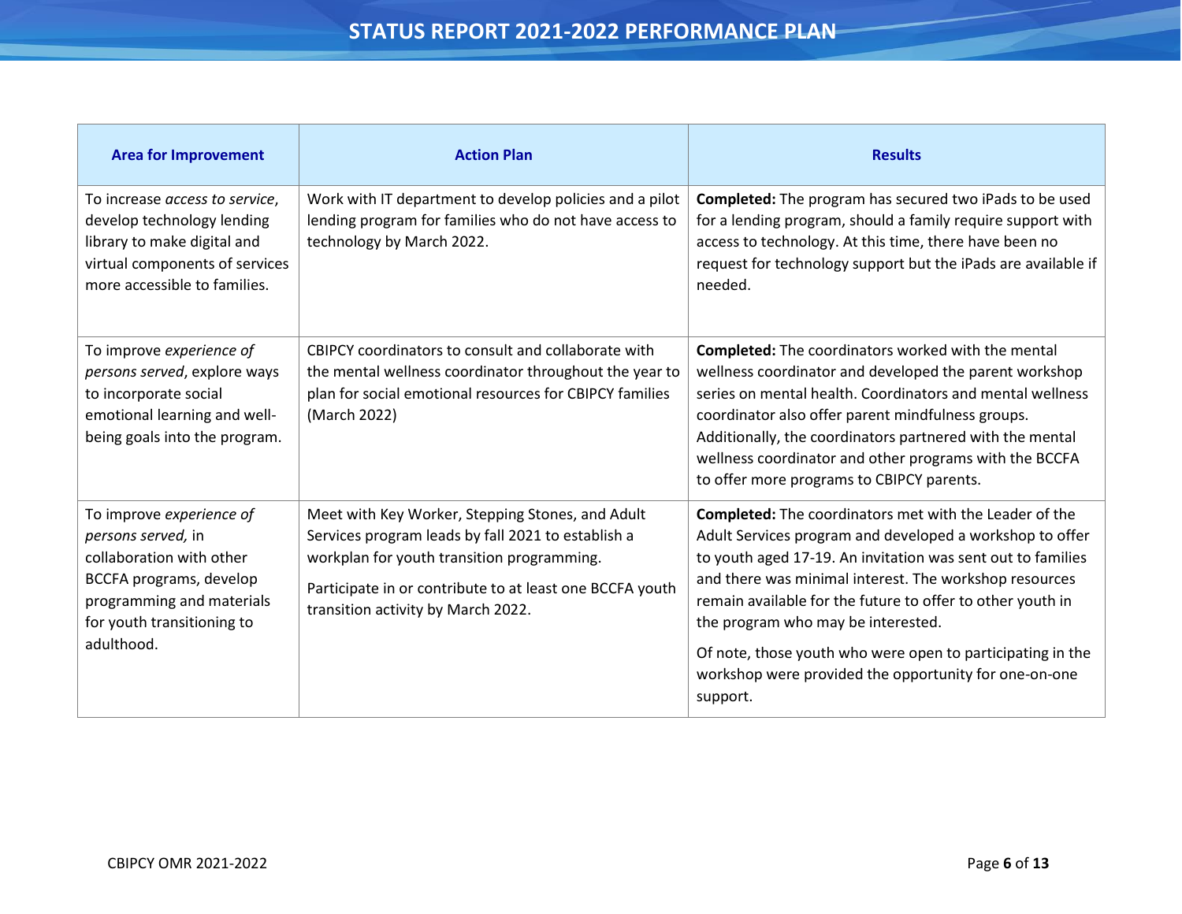# STATUS REPORT 2021-2022 PERFORMANCE PLAN

| Area for Improvement | Action Plan | Results |
|---|---|---|
| To increase *access to service*, develop technology lending library to make digital and virtual components of services more accessible to families. | Work with IT department to develop policies and a pilot lending program for families who do not have access to technology by March 2022. | **Completed:** The program has secured two iPads to be used for a lending program, should a family require support with access to technology. At this time, there have been no request for technology support but the iPads are available if needed. |
| To improve *experience of persons served*, explore ways to incorporate social emotional learning and well-being goals into the program. | CBIPCY coordinators to consult and collaborate with the mental wellness coordinator throughout the year to plan for social emotional resources for CBIPCY families (March 2022) | **Completed:** The coordinators worked with the mental wellness coordinator and developed the parent workshop series on mental health. Coordinators and mental wellness coordinator also offer parent mindfulness groups. Additionally, the coordinators partnered with the mental wellness coordinator and other programs with the BCCFA to offer more programs to CBIPCY parents. |
| To improve *experience of persons served,* in collaboration with other BCCFA programs, develop programming and materials for youth transitioning to adulthood. | Meet with Key Worker, Stepping Stones, and Adult Services program leads by fall 2021 to establish a workplan for youth transition programming.<br><br>Participate in or contribute to at least one BCCFA youth transition activity by March 2022. | **Completed:** The coordinators met with the Leader of the Adult Services program and developed a workshop to offer to youth aged 17-19. An invitation was sent out to families and there was minimal interest. The workshop resources remain available for the future to offer to other youth in the program who may be interested.<br><br>Of note, those youth who were open to participating in the workshop were provided the opportunity for one-on-one support. |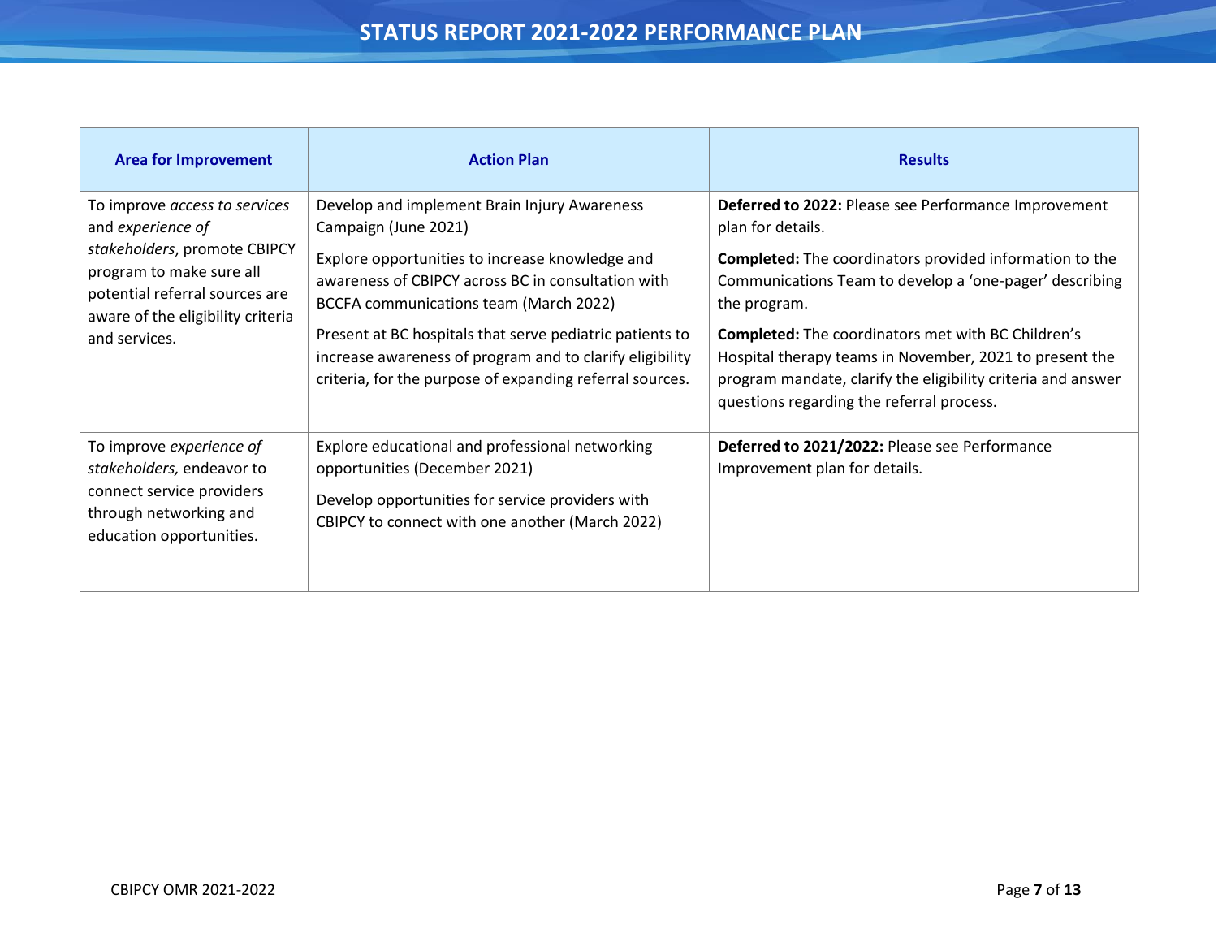# STATUS REPORT 2021-2022 PERFORMANCE PLAN

| Area for Improvement | Action Plan | Results |
| --- | --- | --- |
| To improve *access to services* and *experience of stakeholders*, promote CBIPCY program to make sure all potential referral sources are aware of the eligibility criteria and services. | Develop and implement Brain Injury Awareness Campaign (June 2021) | **Deferred to 2022:** Please see Performance Improvement plan for details. |
| | Explore opportunities to increase knowledge and awareness of CBIPCY across BC in consultation with BCCFA communications team (March 2022) | **Completed:** The coordinators provided information to the Communications Team to develop a 'one-pager' describing the program. |
| | Present at BC hospitals that serve pediatric patients to increase awareness of program and to clarify eligibility criteria, for the purpose of expanding referral sources. | **Completed:** The coordinators met with BC Children's Hospital therapy teams in November, 2021 to present the program mandate, clarify the eligibility criteria and answer questions regarding the referral process. |
| To improve *experience of stakeholders,* endeavor to connect service providers through networking and education opportunities. | Explore educational and professional networking opportunities (December 2021)<br><br>Develop opportunities for service providers with CBIPCY to connect with one another (March 2022) | **Deferred to 2021/2022:** Please see Performance Improvement plan for details. |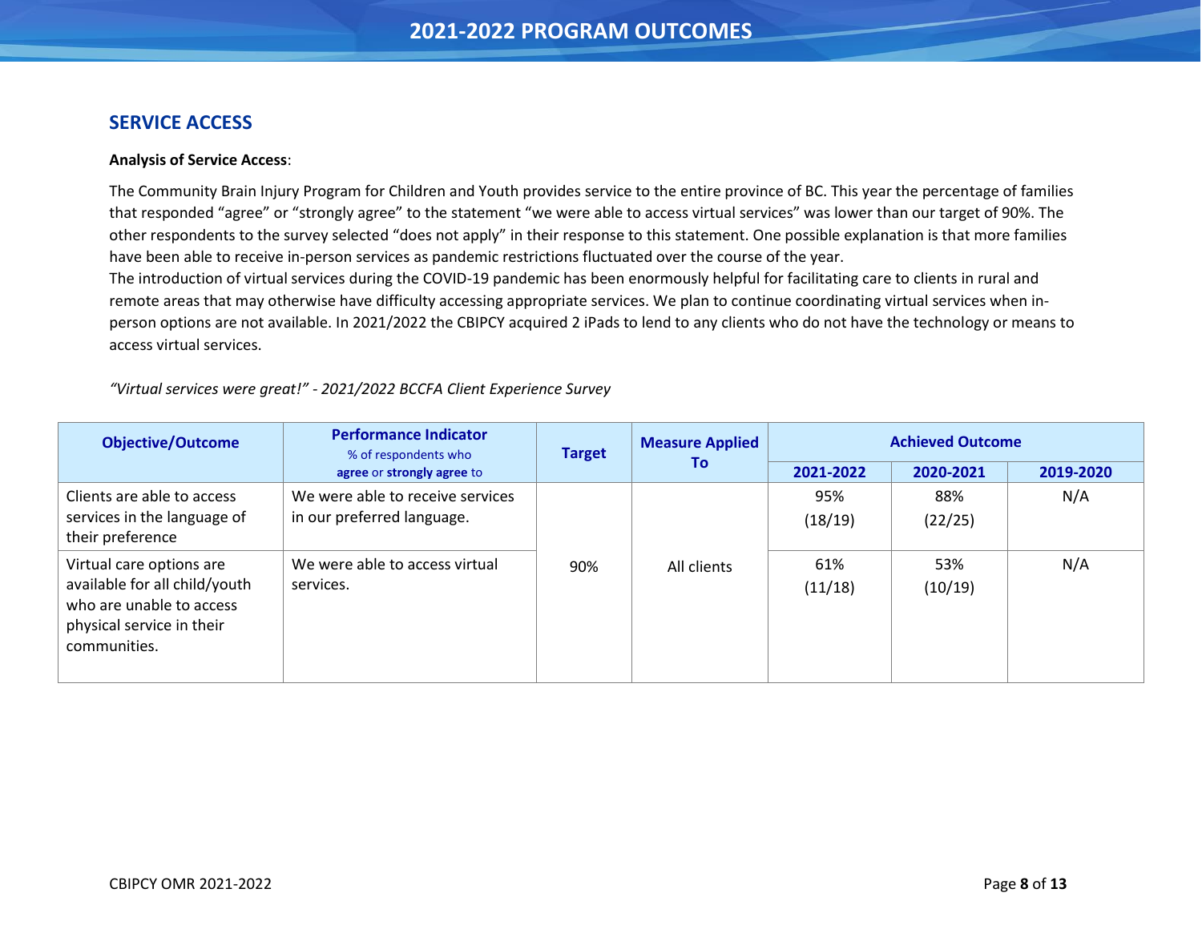# 2021-2022 PROGRAM OUTCOMES

## SERVICE ACCESS

**Analysis of Service Access**:

The Community Brain Injury Program for Children and Youth provides service to the entire province of BC. This year the percentage of families that responded "agree" or "strongly agree" to the statement "we were able to access virtual services" was lower than our target of 90%. The other respondents to the survey selected "does not apply" in their response to this statement. One possible explanation is that more families have been able to receive in-person services as pandemic restrictions fluctuated over the course of the year.
The introduction of virtual services during the COVID-19 pandemic has been enormously helpful for facilitating care to clients in rural and remote areas that may otherwise have difficulty accessing appropriate services. We plan to continue coordinating virtual services when in-person options are not available. In 2021/2022 the CBIPCY acquired 2 iPads to lend to any clients who do not have the technology or means to access virtual services.

*"Virtual services were great!" - 2021/2022 BCCFA Client Experience Survey*

| Objective/Outcome | Performance Indicator % of respondents who **agree** or **strongly agree** to | Target | Measure Applied To | Achieved Outcome | | |
|---|---|---|---|---|---|---|
| | | | | 2021-2022 | 2020-2021 | 2019-2020 |
| Clients are able to access services in the language of their preference | We were able to receive services in our preferred language. | 90% | All clients | 95% (18/19) | 88% (22/25) | N/A |
| Virtual care options are available for all child/youth who are unable to access physical service in their communities. | We were able to access virtual services. | 90% | All clients | 61% (11/18) | 53% (10/19) | N/A |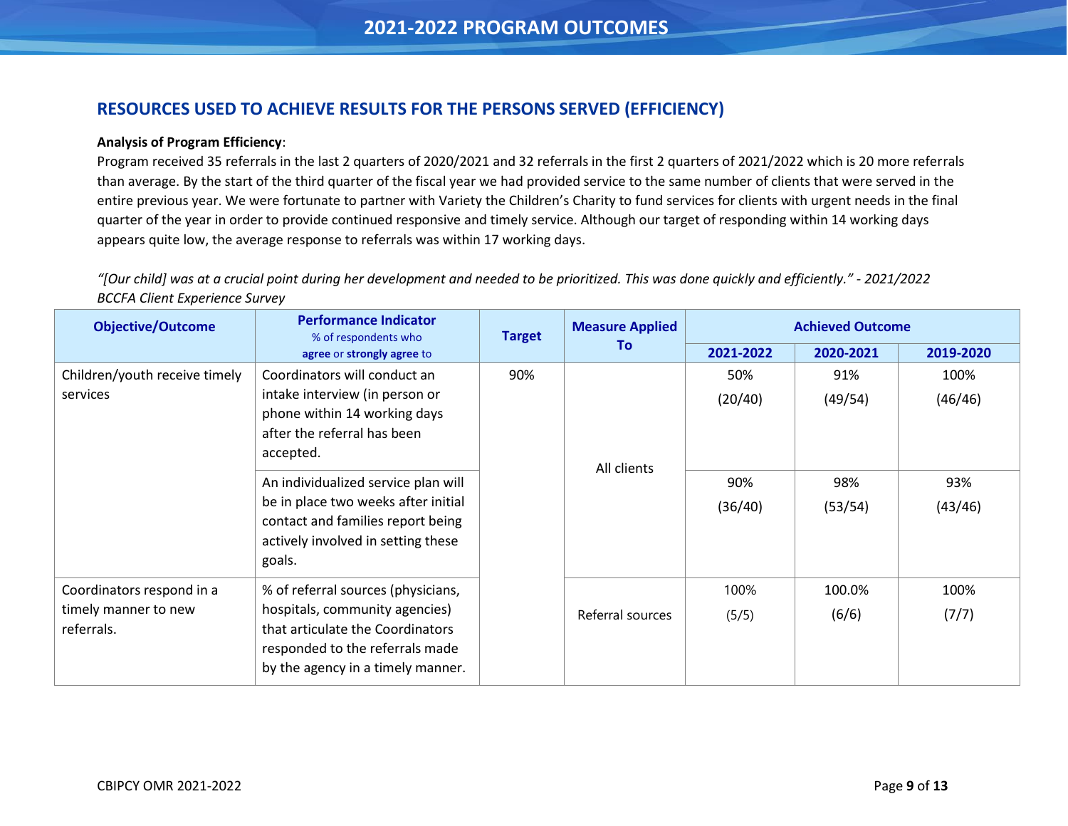# 2021-2022 PROGRAM OUTCOMES

## RESOURCES USED TO ACHIEVE RESULTS FOR THE PERSONS SERVED (EFFICIENCY)

**Analysis of Program Efficiency**:
Program received 35 referrals in the last 2 quarters of 2020/2021 and 32 referrals in the first 2 quarters of 2021/2022 which is 20 more referrals than average. By the start of the third quarter of the fiscal year we had provided service to the same number of clients that were served in the entire previous year. We were fortunate to partner with Variety the Children's Charity to fund services for clients with urgent needs in the final quarter of the year in order to provide continued responsive and timely service. Although our target of responding within 14 working days appears quite low, the average response to referrals was within 17 working days.

*"[Our child] was at a crucial point during her development and needed to be prioritized. This was done quickly and efficiently." - 2021/2022 BCCFA Client Experience Survey*

| Objective/Outcome | Performance Indicator % of respondents who **agree** or **strongly agree** to | Target | Measure Applied To | Achieved Outcome | | |
|---|---|---|---|---|---|---|
| | | | | 2021-2022 | 2020-2021 | 2019-2020 |
| Children/youth receive timely services | Coordinators will conduct an intake interview (in person or phone within 14 working days after the referral has been accepted. | 90% | All clients | 50% (20/40) | 91% (49/54) | 100% (46/46) |
| | An individualized service plan will be in place two weeks after initial contact and families report being actively involved in setting these goals. | | | 90% (36/40) | 98% (53/54) | 93% (43/46) |
| Coordinators respond in a timely manner to new referrals. | % of referral sources (physicians, hospitals, community agencies) that articulate the Coordinators responded to the referrals made by the agency in a timely manner. | | Referral sources | 100% (5/5) | 100.0% (6/6) | 100% (7/7) |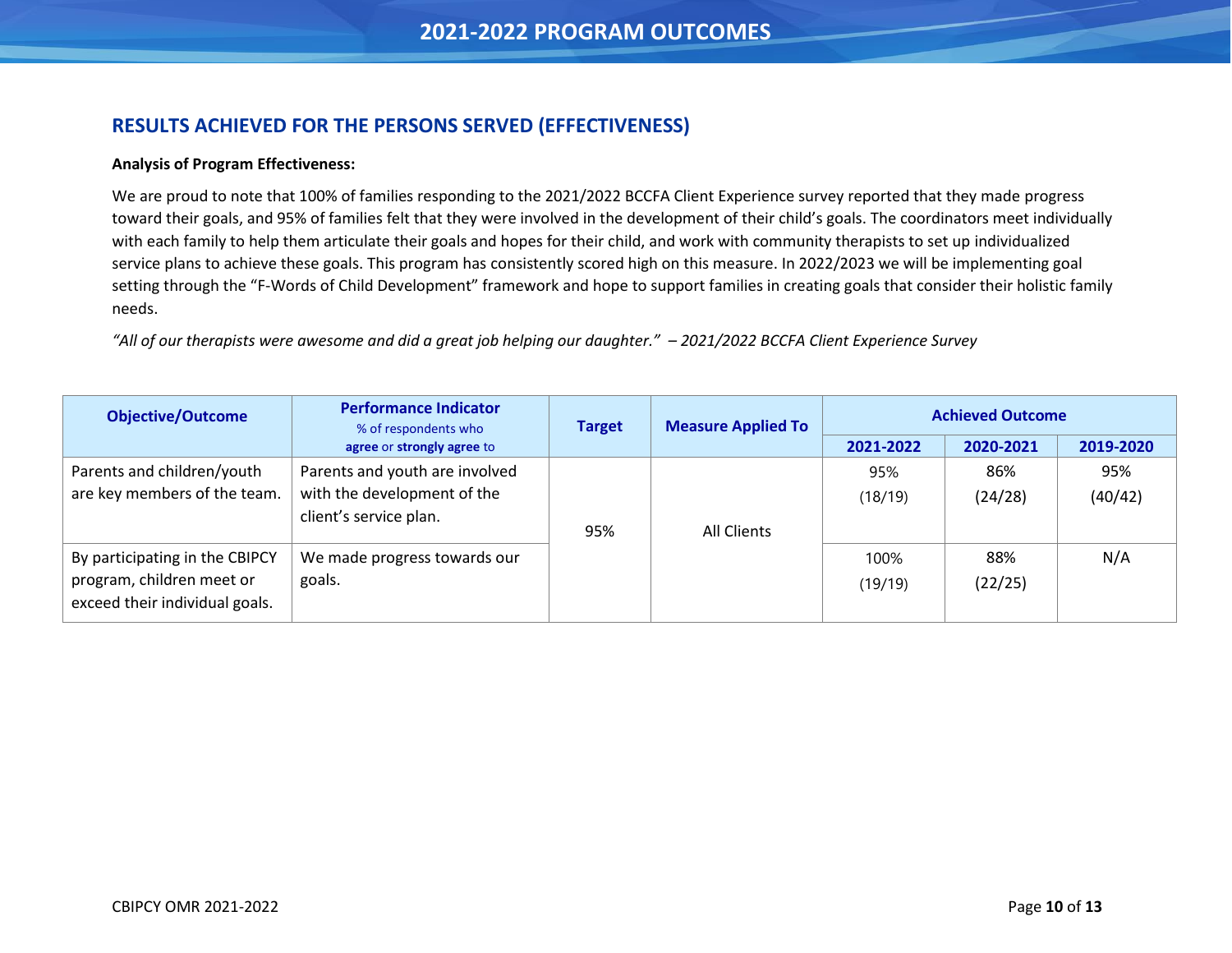# 2021-2022 PROGRAM OUTCOMES

## RESULTS ACHIEVED FOR THE PERSONS SERVED (EFFECTIVENESS)

**Analysis of Program Effectiveness:**

We are proud to note that 100% of families responding to the 2021/2022 BCCFA Client Experience survey reported that they made progress toward their goals, and 95% of families felt that they were involved in the development of their child's goals. The coordinators meet individually with each family to help them articulate their goals and hopes for their child, and work with community therapists to set up individualized service plans to achieve these goals. This program has consistently scored high on this measure. In 2022/2023 we will be implementing goal setting through the "F-Words of Child Development" framework and hope to support families in creating goals that consider their holistic family needs.

*"All of our therapists were awesome and did a great job helping our daughter." – 2021/2022 BCCFA Client Experience Survey*

| Objective/Outcome | Performance Indicator % of respondents who **agree** or **strongly agree** to | Target | Measure Applied To | Achieved Outcome | | |
|---|---|---|---|---|---|---|
| | | | | 2021-2022 | 2020-2021 | 2019-2020 |
| Parents and children/youth are key members of the team. | Parents and youth are involved with the development of the client's service plan. | 95% | All Clients | 95% (18/19) | 86% (24/28) | 95% (40/42) |
| By participating in the CBIPCY program, children meet or exceed their individual goals. | We made progress towards our goals. | 95% | All Clients | 100% (19/19) | 88% (22/25) | N/A |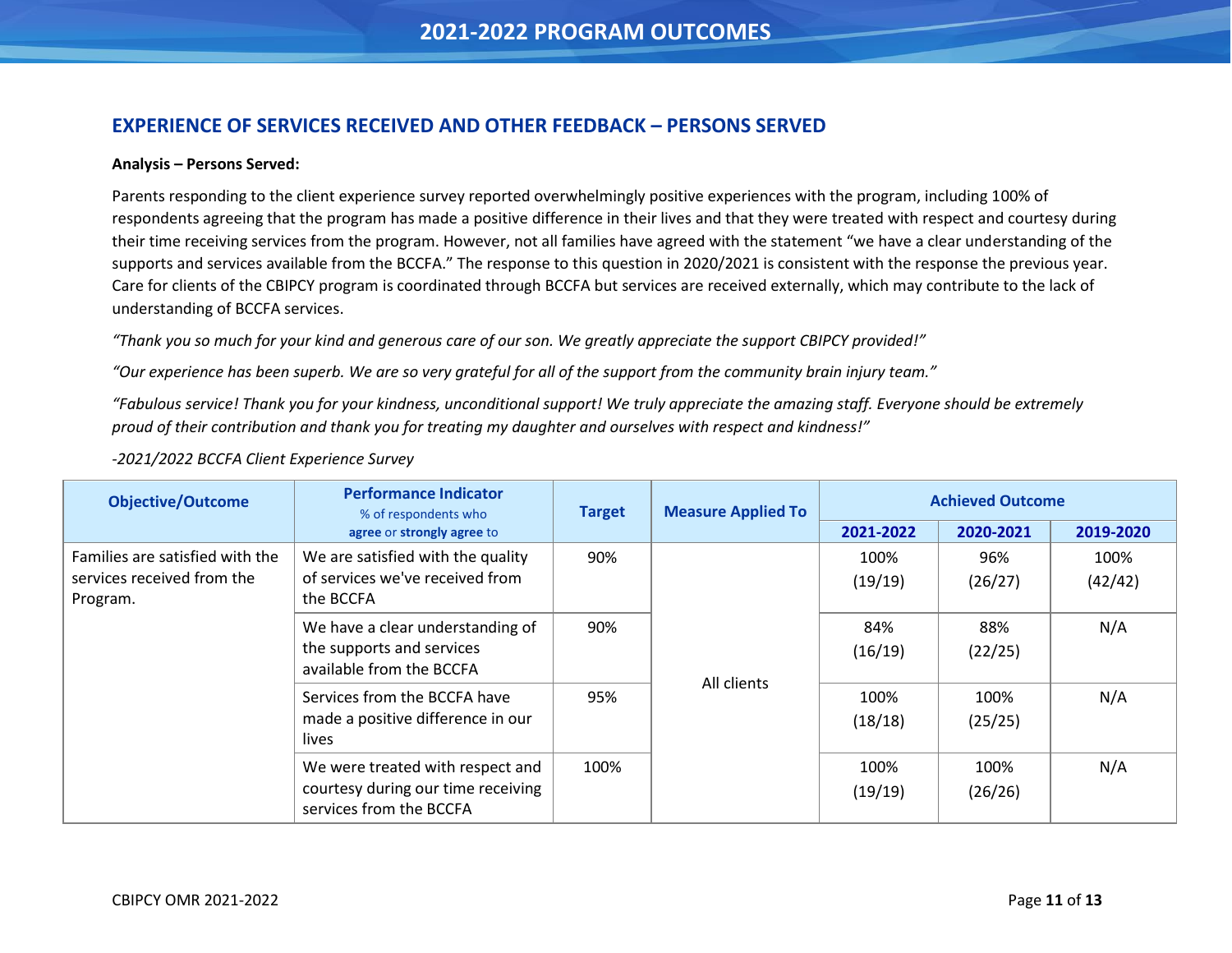# 2021-2022 PROGRAM OUTCOMES

## EXPERIENCE OF SERVICES RECEIVED AND OTHER FEEDBACK – PERSONS SERVED

**Analysis – Persons Served:**

Parents responding to the client experience survey reported overwhelmingly positive experiences with the program, including 100% of respondents agreeing that the program has made a positive difference in their lives and that they were treated with respect and courtesy during their time receiving services from the program. However, not all families have agreed with the statement "we have a clear understanding of the supports and services available from the BCCFA." The response to this question in 2020/2021 is consistent with the response the previous year. Care for clients of the CBIPCY program is coordinated through BCCFA but services are received externally, which may contribute to the lack of understanding of BCCFA services.

*"Thank you so much for your kind and generous care of our son. We greatly appreciate the support CBIPCY provided!"*

*"Our experience has been superb. We are so very grateful for all of the support from the community brain injury team."*

*"Fabulous service! Thank you for your kindness, unconditional support! We truly appreciate the amazing staff. Everyone should be extremely proud of their contribution and thank you for treating my daughter and ourselves with respect and kindness!"*

*-2021/2022 BCCFA Client Experience Survey*

| Objective/Outcome | Performance Indicator % of respondents who **agree** or **strongly agree** to | Target | Measure Applied To | Achieved Outcome | | |
|---|---|---|---|---|---|---|
| | | | | **2021-2022** | **2020-2021** | **2019-2020** |
| Families are satisfied with the services received from the Program. | We are satisfied with the quality of services we've received from the BCCFA | 90% | All clients | 100% (19/19) | 96% (26/27) | 100% (42/42) |
| | We have a clear understanding of the supports and services available from the BCCFA | 90% | | 84% (16/19) | 88% (22/25) | N/A |
| | Services from the BCCFA have made a positive difference in our lives | 95% | | 100% (18/18) | 100% (25/25) | N/A |
| | We were treated with respect and courtesy during our time receiving services from the BCCFA | 100% | | 100% (19/19) | 100% (26/26) | N/A |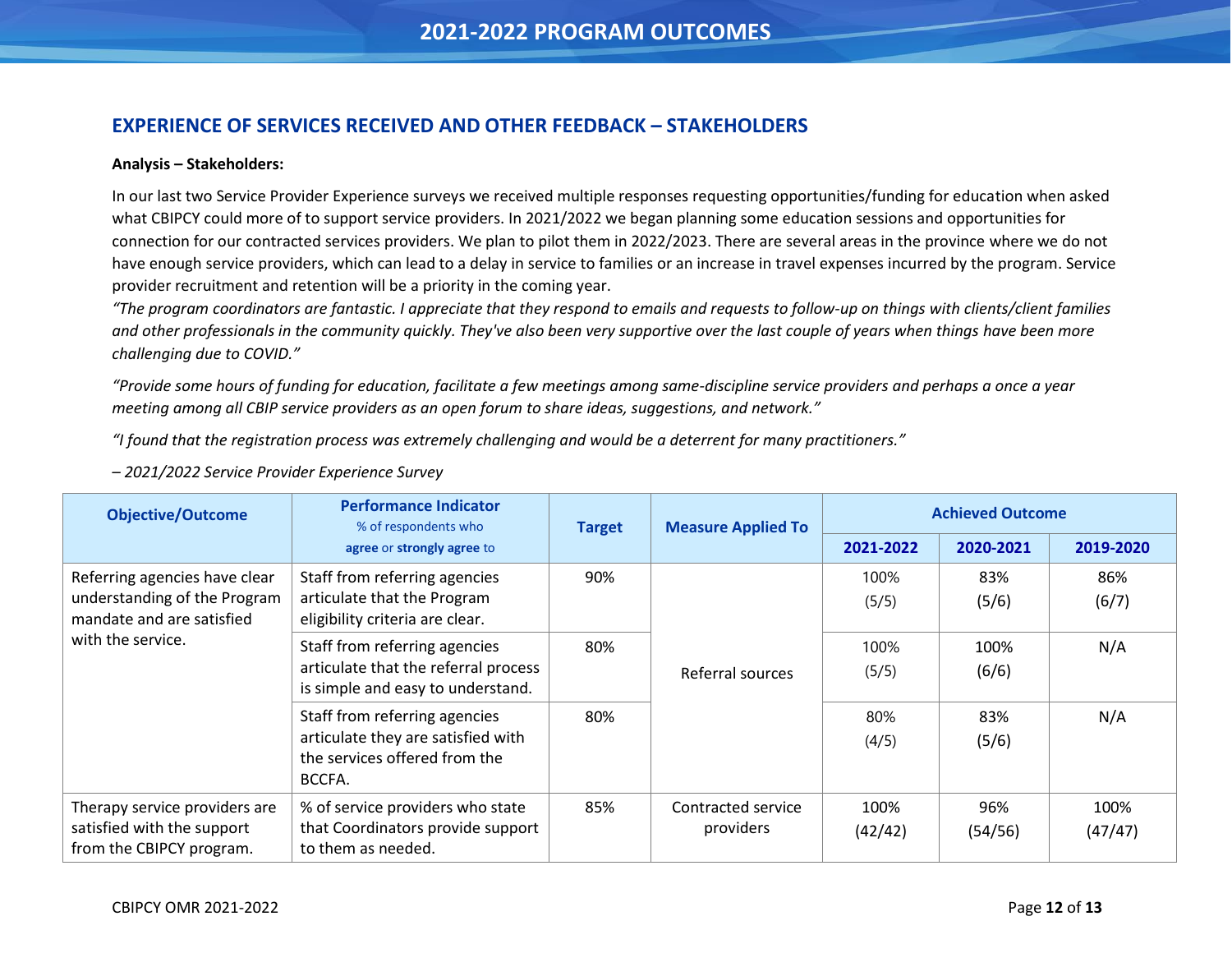## EXPERIENCE OF SERVICES RECEIVED AND OTHER FEEDBACK – STAKEHOLDERS

**Analysis – Stakeholders:**

In our last two Service Provider Experience surveys we received multiple responses requesting opportunities/funding for education when asked what CBIPCY could more of to support service providers. In 2021/2022 we began planning some education sessions and opportunities for connection for our contracted services providers. We plan to pilot them in 2022/2023. There are several areas in the province where we do not have enough service providers, which can lead to a delay in service to families or an increase in travel expenses incurred by the program. Service provider recruitment and retention will be a priority in the coming year.

*"The program coordinators are fantastic. I appreciate that they respond to emails and requests to follow-up on things with clients/client families and other professionals in the community quickly. They've also been very supportive over the last couple of years when things have been more challenging due to COVID."*

*"Provide some hours of funding for education, facilitate a few meetings among same-discipline service providers and perhaps a once a year meeting among all CBIP service providers as an open forum to share ideas, suggestions, and network."*

*"I found that the registration process was extremely challenging and would be a deterrent for many practitioners."*

*– 2021/2022 Service Provider Experience Survey*

| Objective/Outcome | Performance Indicator % of respondents who **agree** or **strongly agree** to | Target | Measure Applied To | Achieved Outcome | | |
|---|---|---|---|---|---|---|
| | | | | **2021-2022** | **2020-2021** | **2019-2020** |
| Referring agencies have clear understanding of the Program mandate and are satisfied with the service. | Staff from referring agencies articulate that the Program eligibility criteria are clear. | 90% | Referral sources | 100% (5/5) | 83% (5/6) | 86% (6/7) |
| | Staff from referring agencies articulate that the referral process is simple and easy to understand. | 80% | | 100% (5/5) | 100% (6/6) | N/A |
| | Staff from referring agencies articulate they are satisfied with the services offered from the BCCFA. | 80% | | 80% (4/5) | 83% (5/6) | N/A |
| Therapy service providers are satisfied with the support from the CBIPCY program. | % of service providers who state that Coordinators provide support to them as needed. | 85% | Contracted service providers | 100% (42/42) | 96% (54/56) | 100% (47/47) |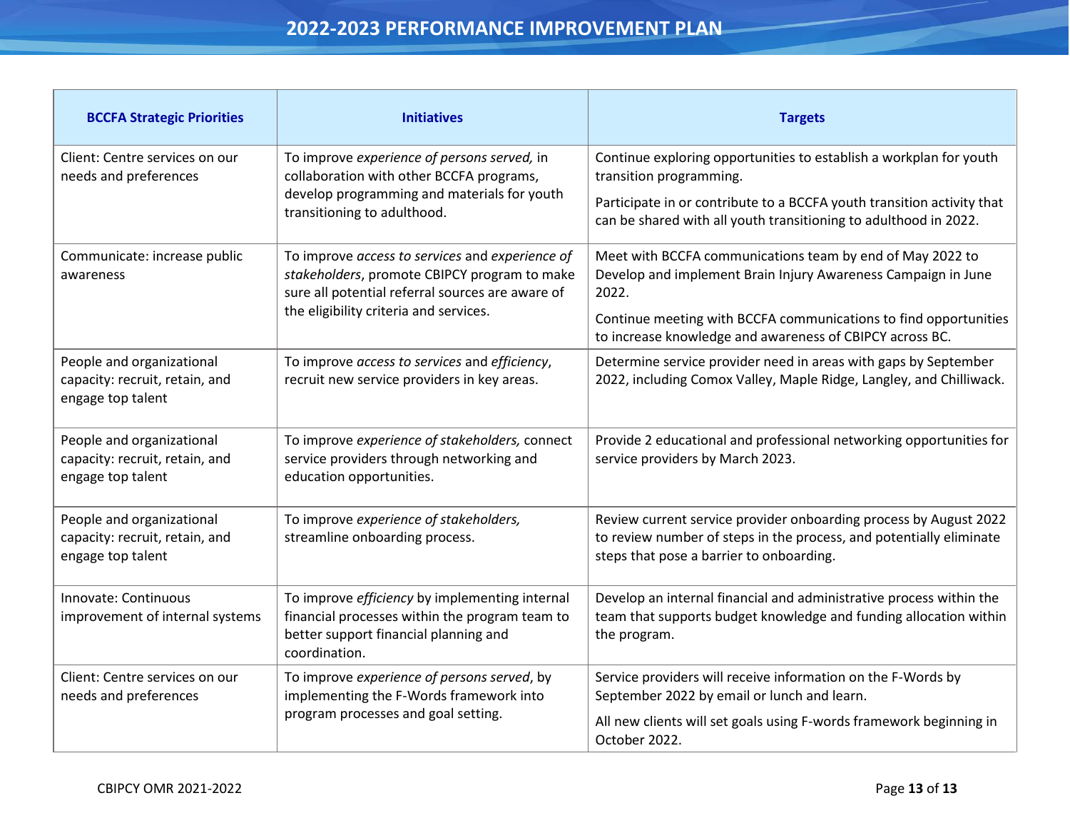# 2022-2023 PERFORMANCE IMPROVEMENT PLAN

| BCCFA Strategic Priorities | Initiatives | Targets |
|---|---|---|
| Client: Centre services on our needs and preferences | To improve *experience of persons served,* in collaboration with other BCCFA programs, develop programming and materials for youth transitioning to adulthood. | Continue exploring opportunities to establish a workplan for youth transition programming.<br><br>Participate in or contribute to a BCCFA youth transition activity that can be shared with all youth transitioning to adulthood in 2022. |
| Communicate: increase public awareness | To improve *access to services* and *experience of stakeholders*, promote CBIPCY program to make sure all potential referral sources are aware of the eligibility criteria and services. | Meet with BCCFA communications team by end of May 2022 to Develop and implement Brain Injury Awareness Campaign in June 2022.<br><br>Continue meeting with BCCFA communications to find opportunities to increase knowledge and awareness of CBIPCY across BC. |
| People and organizational capacity: recruit, retain, and engage top talent | To improve *access to services* and *efficiency*, recruit new service providers in key areas. | Determine service provider need in areas with gaps by September 2022, including Comox Valley, Maple Ridge, Langley, and Chilliwack. |
| People and organizational capacity: recruit, retain, and engage top talent | To improve *experience of stakeholders,* connect service providers through networking and education opportunities. | Provide 2 educational and professional networking opportunities for service providers by March 2023. |
| People and organizational capacity: recruit, retain, and engage top talent | To improve *experience of stakeholders,* streamline onboarding process. | Review current service provider onboarding process by August 2022 to review number of steps in the process, and potentially eliminate steps that pose a barrier to onboarding. |
| Innovate: Continuous improvement of internal systems | To improve *efficiency* by implementing internal financial processes within the program team to better support financial planning and coordination. | Develop an internal financial and administrative process within the team that supports budget knowledge and funding allocation within the program. |
| Client: Centre services on our needs and preferences | To improve *experience of persons served*, by implementing the F-Words framework into program processes and goal setting. | Service providers will receive information on the F-Words by September 2022 by email or lunch and learn.<br><br>All new clients will set goals using F-words framework beginning in October 2022. |

CBIPCY OMR 2021-2022